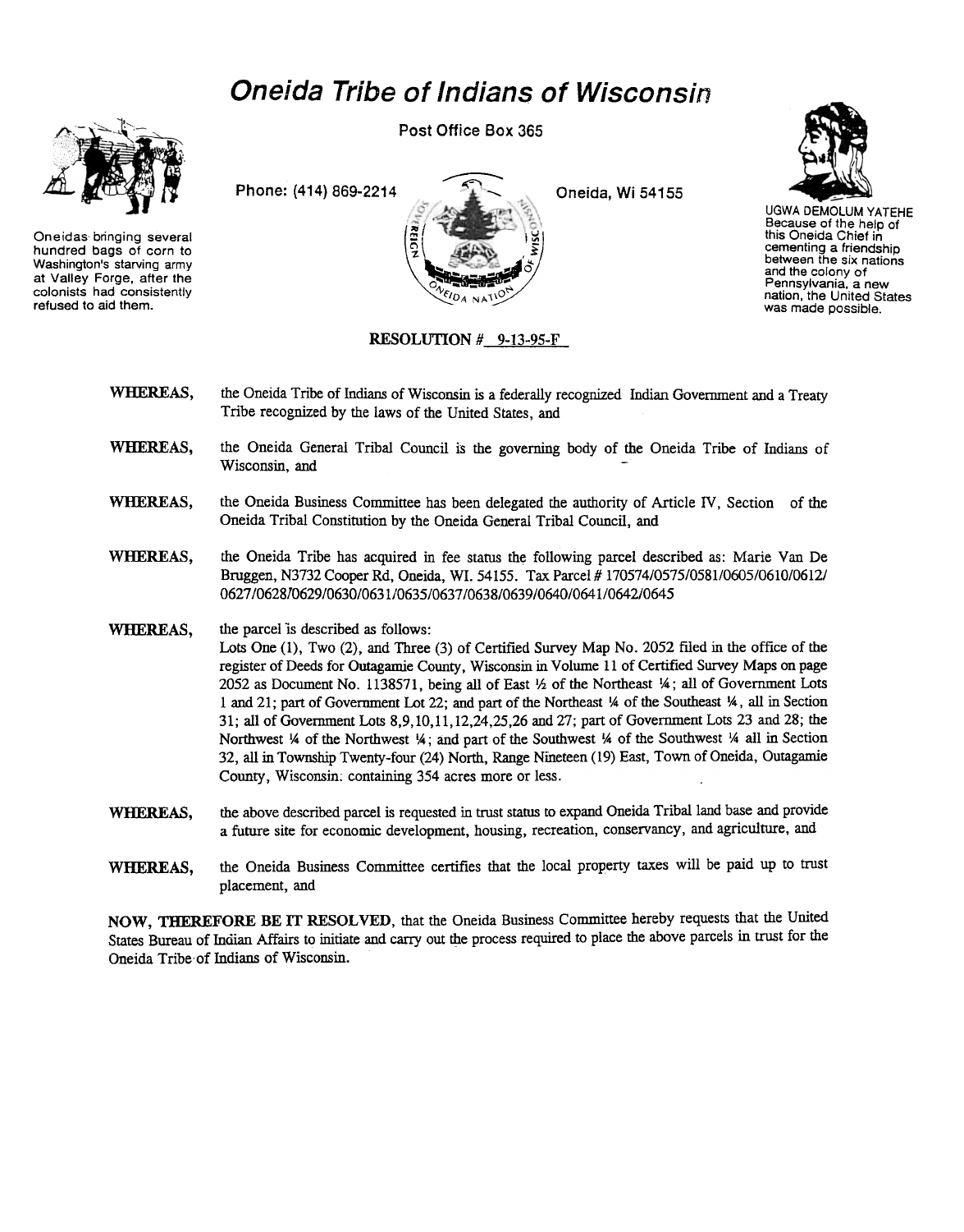# Oneida Tribe of Indians of Wisconsin

Post Office Box 365

Phone: (414) 869-2214 Oneida, Wi 54155

Oneidas bringing several hundred bags of corn to Washington's starving army at Valley Forge, after the colonists had consistently refused to aid them.

UGWA DEMOLUM YATEHE
Because of the help of this Oneida Chief in cementing a friendship between the six nations and the colony of Pennsylvania, a new nation, the United States was made possible.

**RESOLUTION # 9-13-95-F**

**WHEREAS,** the Oneida Tribe of Indians of Wisconsin is a federally recognized Indian Government and a Treaty Tribe recognized by the laws of the United States, and

**WHEREAS,** the Oneida General Tribal Council is the governing body of the Oneida Tribe of Indians of Wisconsin, and

**WHEREAS,** the Oneida Business Committee has been delegated the authority of Article IV, Section of the Oneida Tribal Constitution by the Oneida General Tribal Council, and

**WHEREAS,** the Oneida Tribe has acquired in fee status the following parcel described as: Marie Van De Bruggen, N3732 Cooper Rd, Oneida, WI. 54155. Tax Parcel # 170574/0575/0581/0605/0610/0612/0627/0628/0629/0630/0631/0635/0637/0638/0639/0640/0641/0642/0645

**WHEREAS,** the parcel is described as follows:
Lots One (1), Two (2), and Three (3) of Certified Survey Map No. 2052 filed in the office of the register of Deeds for Outagamie County, Wisconsin in Volume 11 of Certified Survey Maps on page 2052 as Document No. 1138571, being all of East ½ of the Northeast ¼; all of Government Lots 1 and 21; part of Government Lot 22; and part of the Northeast ¼ of the Southeast ¼, all in Section 31; all of Government Lots 8,9,10,11,12,24,25,26 and 27; part of Government Lots 23 and 28; the Northwest ¼ of the Northwest ¼; and part of the Southwest ¼ of the Southwest ¼ all in Section 32, all in Township Twenty-four (24) North, Range Nineteen (19) East, Town of Oneida, Outagamie County, Wisconsin: containing 354 acres more or less.

**WHEREAS,** the above described parcel is requested in trust status to expand Oneida Tribal land base and provide a future site for economic development, housing, recreation, conservancy, and agriculture, and

**WHEREAS,** the Oneida Business Committee certifies that the local property taxes will be paid up to trust placement, and

**NOW, THEREFORE BE IT RESOLVED**, that the Oneida Business Committee hereby requests that the United States Bureau of Indian Affairs to initiate and carry out the process required to place the above parcels in trust for the Oneida Tribe of Indians of Wisconsin.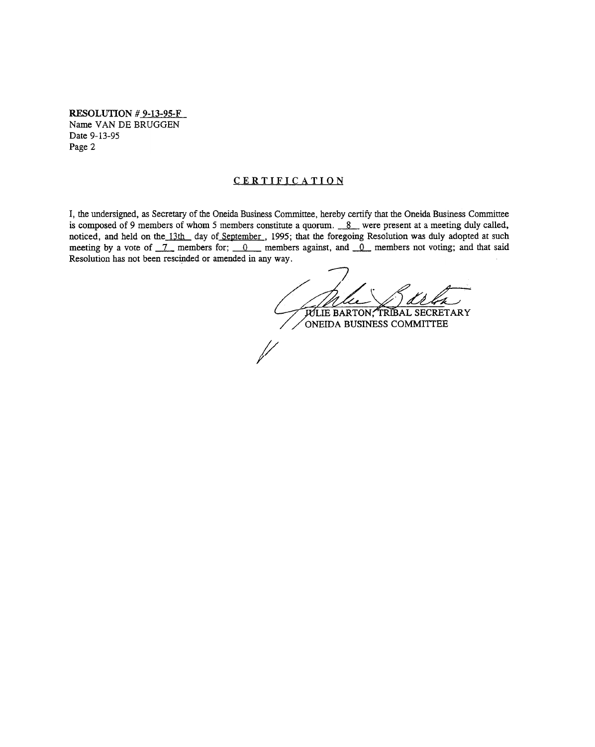**RESOLUTION # 9-13-95-F**
Name VAN DE BRUGGEN
Date 9-13-95
Page 2

## CERTIFICATION

I, the undersigned, as Secretary of the Oneida Business Committee, hereby certify that the Oneida Business Committee is composed of 9 members of whom 5 members constitute a quorum. 8 were present at a meeting duly called, noticed, and held on the 13th day of September, 1995; that the foregoing Resolution was duly adopted at such meeting by a vote of 7 members for; 0 members against, and 0 members not voting; and that said Resolution has not been rescinded or amended in any way.

JULIE BARTON, TRIBAL SECRETARY
ONEIDA BUSINESS COMMITTEE